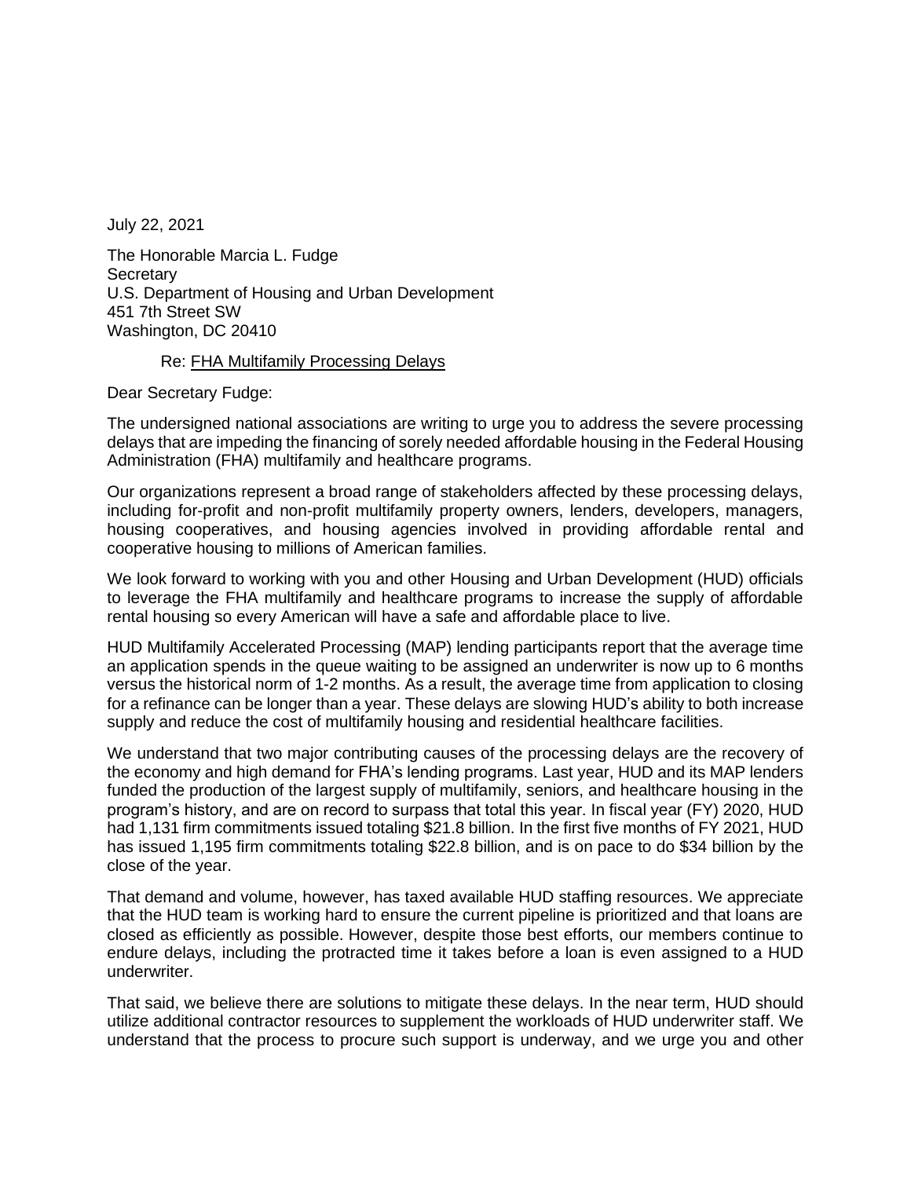July 22, 2021

The Honorable Marcia L. Fudge
Secretary
U.S. Department of Housing and Urban Development
451 7th Street SW
Washington, DC 20410

Re: <u>FHA Multifamily Processing Delays</u>

Dear Secretary Fudge:

The undersigned national associations are writing to urge you to address the severe processing delays that are impeding the financing of sorely needed affordable housing in the Federal Housing Administration (FHA) multifamily and healthcare programs.

Our organizations represent a broad range of stakeholders affected by these processing delays, including for-profit and non-profit multifamily property owners, lenders, developers, managers, housing cooperatives, and housing agencies involved in providing affordable rental and cooperative housing to millions of American families.

We look forward to working with you and other Housing and Urban Development (HUD) officials to leverage the FHA multifamily and healthcare programs to increase the supply of affordable rental housing so every American will have a safe and affordable place to live.

HUD Multifamily Accelerated Processing (MAP) lending participants report that the average time an application spends in the queue waiting to be assigned an underwriter is now up to 6 months versus the historical norm of 1-2 months. As a result, the average time from application to closing for a refinance can be longer than a year. These delays are slowing HUD's ability to both increase supply and reduce the cost of multifamily housing and residential healthcare facilities.

We understand that two major contributing causes of the processing delays are the recovery of the economy and high demand for FHA's lending programs. Last year, HUD and its MAP lenders funded the production of the largest supply of multifamily, seniors, and healthcare housing in the program's history, and are on record to surpass that total this year. In fiscal year (FY) 2020, HUD had 1,131 firm commitments issued totaling $21.8 billion. In the first five months of FY 2021, HUD has issued 1,195 firm commitments totaling $22.8 billion, and is on pace to do $34 billion by the close of the year.

That demand and volume, however, has taxed available HUD staffing resources. We appreciate that the HUD team is working hard to ensure the current pipeline is prioritized and that loans are closed as efficiently as possible. However, despite those best efforts, our members continue to endure delays, including the protracted time it takes before a loan is even assigned to a HUD underwriter.

That said, we believe there are solutions to mitigate these delays. In the near term, HUD should utilize additional contractor resources to supplement the workloads of HUD underwriter staff. We understand that the process to procure such support is underway, and we urge you and other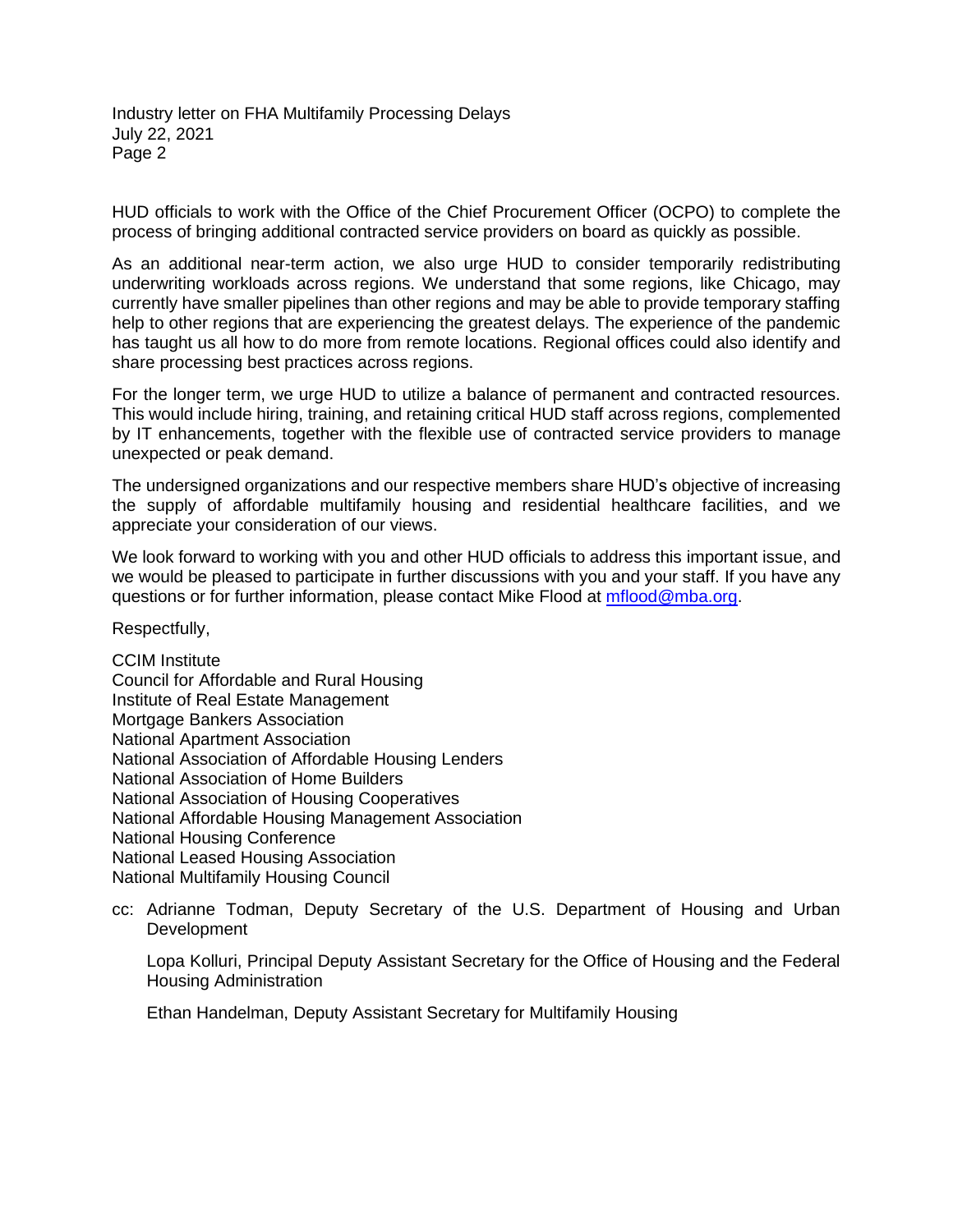HUD officials to work with the Office of the Chief Procurement Officer (OCPO) to complete the process of bringing additional contracted service providers on board as quickly as possible.

As an additional near-term action, we also urge HUD to consider temporarily redistributing underwriting workloads across regions. We understand that some regions, like Chicago, may currently have smaller pipelines than other regions and may be able to provide temporary staffing help to other regions that are experiencing the greatest delays. The experience of the pandemic has taught us all how to do more from remote locations. Regional offices could also identify and share processing best practices across regions.

For the longer term, we urge HUD to utilize a balance of permanent and contracted resources. This would include hiring, training, and retaining critical HUD staff across regions, complemented by IT enhancements, together with the flexible use of contracted service providers to manage unexpected or peak demand.

The undersigned organizations and our respective members share HUD's objective of increasing the supply of affordable multifamily housing and residential healthcare facilities, and we appreciate your consideration of our views.

We look forward to working with you and other HUD officials to address this important issue, and we would be pleased to participate in further discussions with you and your staff. If you have any questions or for further information, please contact Mike Flood at mflood@mba.org.

Respectfully,

CCIM Institute
Council for Affordable and Rural Housing
Institute of Real Estate Management
Mortgage Bankers Association
National Apartment Association
National Association of Affordable Housing Lenders
National Association of Home Builders
National Association of Housing Cooperatives
National Affordable Housing Management Association
National Housing Conference
National Leased Housing Association
National Multifamily Housing Council

cc: Adrianne Todman, Deputy Secretary of the U.S. Department of Housing and Urban Development

Lopa Kolluri, Principal Deputy Assistant Secretary for the Office of Housing and the Federal Housing Administration

Ethan Handelman, Deputy Assistant Secretary for Multifamily Housing